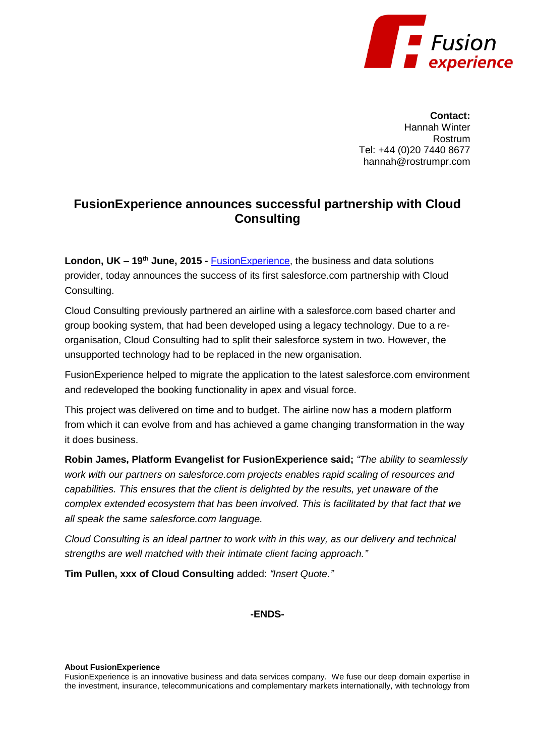**Contact:**
Hannah Winter
Rostrum
Tel: +44 (0)20 7440 8677
hannah@rostrumpr.com

# FusionExperience announces successful partnership with Cloud Consulting

**London, UK – 19th June, 2015 -** FusionExperience, the business and data solutions provider, today announces the success of its first salesforce.com partnership with Cloud Consulting.

Cloud Consulting previously partnered an airline with a salesforce.com based charter and group booking system, that had been developed using a legacy technology. Due to a re-organisation, Cloud Consulting had to split their salesforce system in two. However, the unsupported technology had to be replaced in the new organisation.

FusionExperience helped to migrate the application to the latest salesforce.com environment and redeveloped the booking functionality in apex and visual force.

This project was delivered on time and to budget. The airline now has a modern platform from which it can evolve from and has achieved a game changing transformation in the way it does business.

**Robin James, Platform Evangelist for FusionExperience said;** *"The ability to seamlessly work with our partners on salesforce.com projects enables rapid scaling of resources and capabilities. This ensures that the client is delighted by the results, yet unaware of the complex extended ecosystem that has been involved. This is facilitated by that fact that we all speak the same salesforce.com language.*

*Cloud Consulting is an ideal partner to work with in this way, as our delivery and technical strengths are well matched with their intimate client facing approach."*

**Tim Pullen, xxx of Cloud Consulting** added: *"Insert Quote."*

**-ENDS-**

**About FusionExperience**
FusionExperience is an innovative business and data services company. We fuse our deep domain expertise in the investment, insurance, telecommunications and complementary markets internationally, with technology from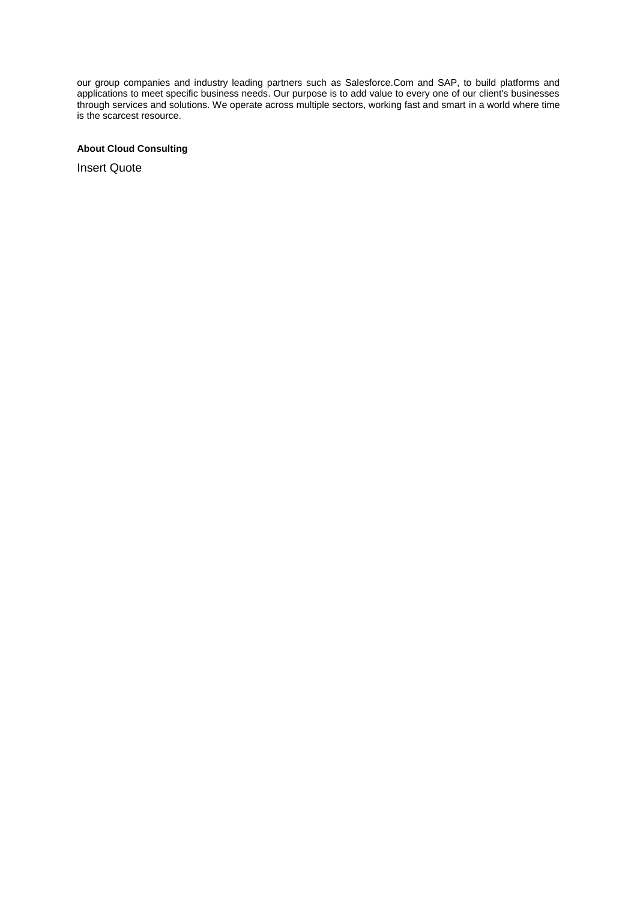our group companies and industry leading partners such as Salesforce.Com and SAP, to build platforms and applications to meet specific business needs. Our purpose is to add value to every one of our client's businesses through services and solutions. We operate across multiple sectors, working fast and smart in a world where time is the scarcest resource.

**About Cloud Consulting**

Insert Quote